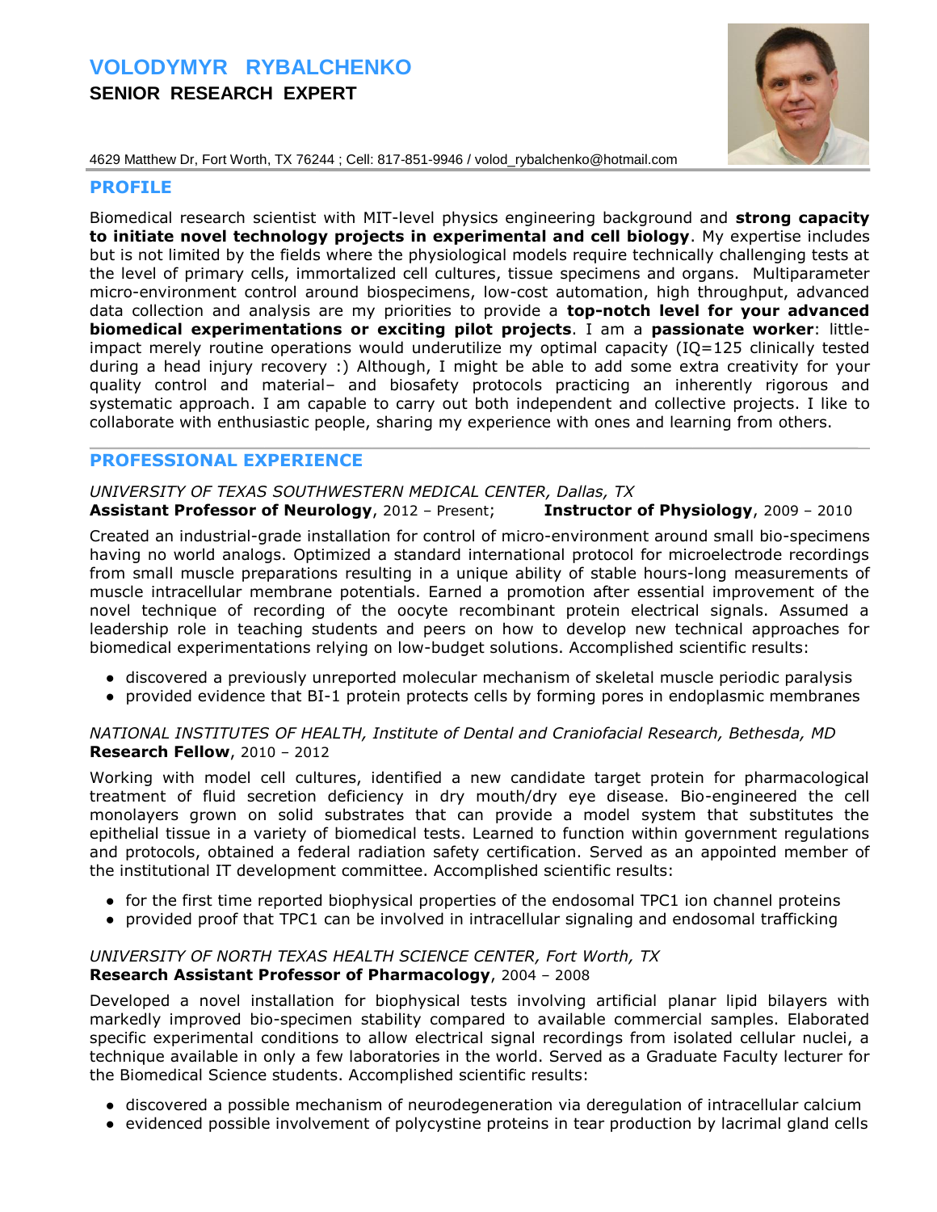# VOLODYMYR RYBALCHENKO

## SENIOR RESEARCH EXPERT

4629 Matthew Dr, Fort Worth, TX 76244 ; Cell: 817-851-9946 / volod_rybalchenko@hotmail.com

## PROFILE

Biomedical research scientist with MIT-level physics engineering background and **strong capacity to initiate novel technology projects in experimental and cell biology**. My expertise includes but is not limited by the fields where the physiological models require technically challenging tests at the level of primary cells, immortalized cell cultures, tissue specimens and organs. Multiparameter micro-environment control around biospecimens, low-cost automation, high throughput, advanced data collection and analysis are my priorities to provide a **top-notch level for your advanced biomedical experimentations or exciting pilot projects**. I am a **passionate worker**: little-impact merely routine operations would underutilize my optimal capacity (IQ=125 clinically tested during a head injury recovery :) Although, I might be able to add some extra creativity for your quality control and material– and biosafety protocols practicing an inherently rigorous and systematic approach. I am capable to carry out both independent and collective projects. I like to collaborate with enthusiastic people, sharing my experience with ones and learning from others.

## PROFESSIONAL EXPERIENCE

*UNIVERSITY OF TEXAS SOUTHWESTERN MEDICAL CENTER, Dallas, TX*
**Assistant Professor of Neurology**, 2012 – Present; **Instructor of Physiology**, 2009 – 2010

Created an industrial-grade installation for control of micro-environment around small bio-specimens having no world analogs. Optimized a standard international protocol for microelectrode recordings from small muscle preparations resulting in a unique ability of stable hours-long measurements of muscle intracellular membrane potentials. Earned a promotion after essential improvement of the novel technique of recording of the oocyte recombinant protein electrical signals. Assumed a leadership role in teaching students and peers on how to develop new technical approaches for biomedical experimentations relying on low-budget solutions. Accomplished scientific results:

- discovered a previously unreported molecular mechanism of skeletal muscle periodic paralysis
- provided evidence that BI-1 protein protects cells by forming pores in endoplasmic membranes

*NATIONAL INSTITUTES OF HEALTH, Institute of Dental and Craniofacial Research, Bethesda, MD*
**Research Fellow**, 2010 – 2012

Working with model cell cultures, identified a new candidate target protein for pharmacological treatment of fluid secretion deficiency in dry mouth/dry eye disease. Bio-engineered the cell monolayers grown on solid substrates that can provide a model system that substitutes the epithelial tissue in a variety of biomedical tests. Learned to function within government regulations and protocols, obtained a federal radiation safety certification. Served as an appointed member of the institutional IT development committee. Accomplished scientific results:

- for the first time reported biophysical properties of the endosomal TPC1 ion channel proteins
- provided proof that TPC1 can be involved in intracellular signaling and endosomal trafficking

*UNIVERSITY OF NORTH TEXAS HEALTH SCIENCE CENTER, Fort Worth, TX*
**Research Assistant Professor of Pharmacology**, 2004 – 2008

Developed a novel installation for biophysical tests involving artificial planar lipid bilayers with markedly improved bio-specimen stability compared to available commercial samples. Elaborated specific experimental conditions to allow electrical signal recordings from isolated cellular nuclei, a technique available in only a few laboratories in the world. Served as a Graduate Faculty lecturer for the Biomedical Science students. Accomplished scientific results:

- discovered a possible mechanism of neurodegeneration via deregulation of intracellular calcium
- evidenced possible involvement of polycystine proteins in tear production by lacrimal gland cells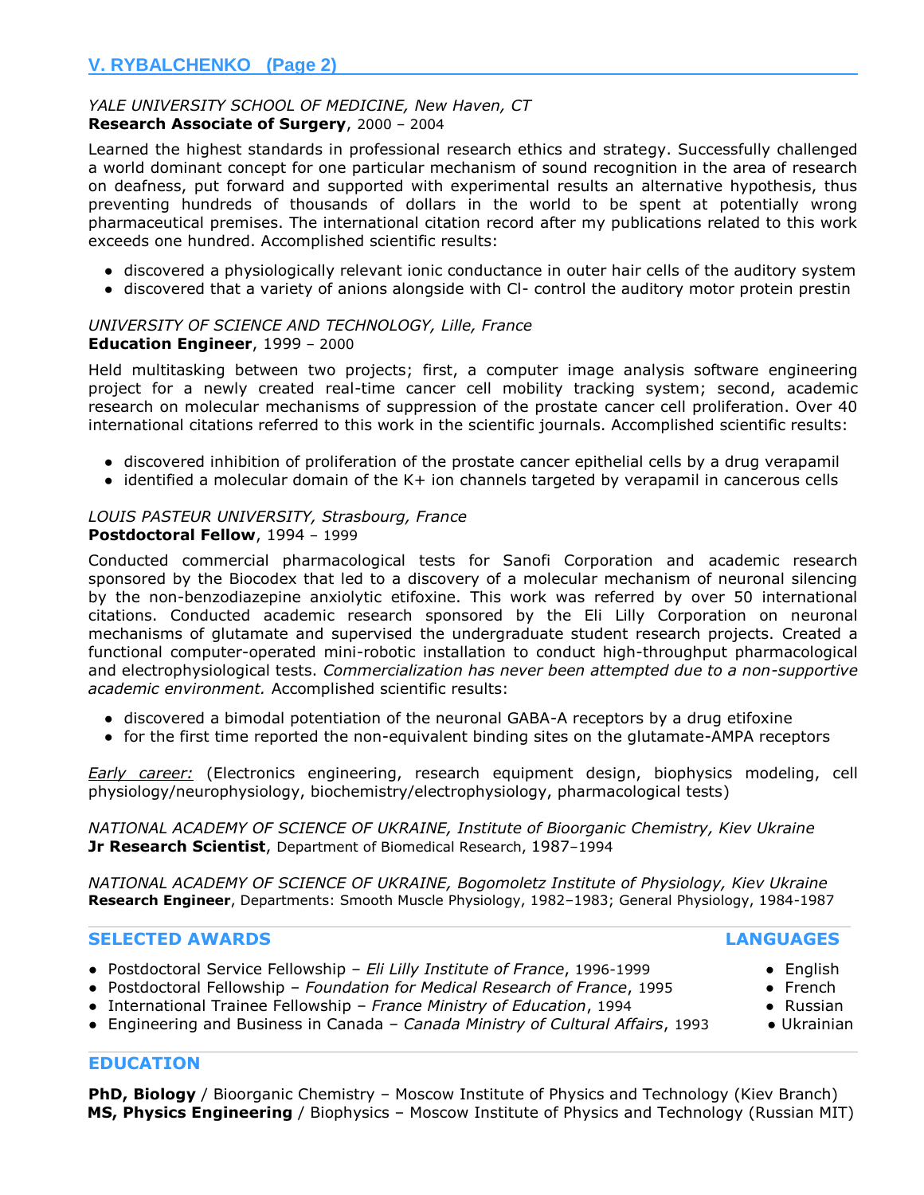*YALE UNIVERSITY SCHOOL OF MEDICINE, New Haven, CT*
**Research Associate of Surgery**, 2000 – 2004

Learned the highest standards in professional research ethics and strategy. Successfully challenged a world dominant concept for one particular mechanism of sound recognition in the area of research on deafness, put forward and supported with experimental results an alternative hypothesis, thus preventing hundreds of thousands of dollars in the world to be spent at potentially wrong pharmaceutical premises. The international citation record after my publications related to this work exceeds one hundred. Accomplished scientific results:

- discovered a physiologically relevant ionic conductance in outer hair cells of the auditory system
- discovered that a variety of anions alongside with $Cl^-$ control the auditory motor protein prestin

*UNIVERSITY OF SCIENCE AND TECHNOLOGY, Lille, France*
**Education Engineer**, 1999 – 2000

Held multitasking between two projects; first, a computer image analysis software engineering project for a newly created real-time cancer cell mobility tracking system; second, academic research on molecular mechanisms of suppression of the prostate cancer cell proliferation. Over 40 international citations referred to this work in the scientific journals. Accomplished scientific results:

- discovered inhibition of proliferation of the prostate cancer epithelial cells by a drug verapamil
- identified a molecular domain of the $K^+$ ion channels targeted by verapamil in cancerous cells

*LOUIS PASTEUR UNIVERSITY, Strasbourg, France*
**Postdoctoral Fellow**, 1994 – 1999

Conducted commercial pharmacological tests for Sanofi Corporation and academic research sponsored by the Biocodex that led to a discovery of a molecular mechanism of neuronal silencing by the non-benzodiazepine anxiolytic etifoxine. This work was referred by over 50 international citations. Conducted academic research sponsored by the Eli Lilly Corporation on neuronal mechanisms of glutamate and supervised the undergraduate student research projects. Created a functional computer-operated mini-robotic installation to conduct high-throughput pharmacological and electrophysiological tests. *Commercialization has never been attempted due to a non-supportive academic environment.* Accomplished scientific results:

- discovered a bimodal potentiation of the neuronal GABA-A receptors by a drug etifoxine
- for the first time reported the non-equivalent binding sites on the glutamate-AMPA receptors

*Early career:* (Electronics engineering, research equipment design, biophysics modeling, cell physiology/neurophysiology, biochemistry/electrophysiology, pharmacological tests)

*NATIONAL ACADEMY OF SCIENCE OF UKRAINE, Institute of Bioorganic Chemistry, Kiev Ukraine*
**Jr Research Scientist**, Department of Biomedical Research, 1987–1994

*NATIONAL ACADEMY OF SCIENCE OF UKRAINE, Bogomoletz Institute of Physiology, Kiev Ukraine*
**Research Engineer**, Departments: Smooth Muscle Physiology, 1982–1983; General Physiology, 1984-1987

## SELECTED AWARDS

- Postdoctoral Service Fellowship – *Eli Lilly Institute of France*, 1996-1999
- Postdoctoral Fellowship – *Foundation for Medical Research of France*, 1995
- International Trainee Fellowship – *France Ministry of Education*, 1994
- Engineering and Business in Canada – *Canada Ministry of Cultural Affairs*, 1993

## LANGUAGES

- English
- French
- Russian
- Ukrainian

## EDUCATION

**PhD, Biology** / Bioorganic Chemistry – Moscow Institute of Physics and Technology (Kiev Branch)
**MS, Physics Engineering** / Biophysics – Moscow Institute of Physics and Technology (Russian MIT)